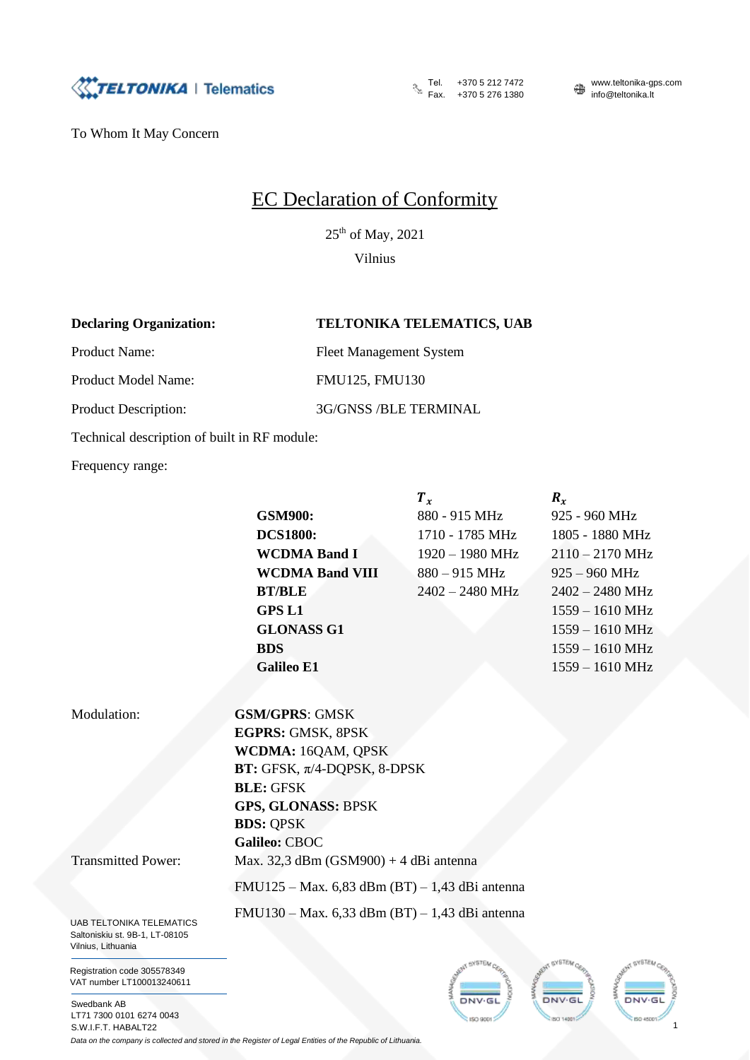To Whom It May Concern

# EC Declaration of Conformity

25th of May, 2021

Vilnius

**Declaring Organization:** **TELTONIKA TELEMATICS, UAB**

Product Name: Fleet Management System

Product Model Name: FMU125, FMU130

Product Description: 3G/GNSS /BLE TERMINAL

Technical description of built in RF module:

Frequency range:

| | $T_x$ | $R_x$ |
|---|---|---|
| **GSM900:** | 880 - 915 MHz | 925 - 960 MHz |
| **DCS1800:** | 1710 - 1785 MHz | 1805 - 1880 MHz |
| **WCDMA Band I** | 1920 – 1980 MHz | 2110 – 2170 MHz |
| **WCDMA Band VIII** | 880 – 915 MHz | 925 – 960 MHz |
| **BT/BLE** | 2402 – 2480 MHz | 2402 – 2480 MHz |
| **GPS L1** | | 1559 – 1610 MHz |
| **GLONASS G1** | | 1559 – 1610 MHz |
| **BDS** | | 1559 – 1610 MHz |
| **Galileo E1** | | 1559 – 1610 MHz |

Modulation:

**GSM/GPRS**: GMSK
**EGPRS:** GMSK, 8PSK
**WCDMA:** 16QAM, QPSK
**BT:** GFSK, π/4-DQPSK, 8-DPSK
**BLE:** GFSK
**GPS, GLONASS:** BPSK
**BDS:** QPSK
**Galileo:** CBOC

Transmitted Power: Max. 32,3 dBm (GSM900) + 4 dBi antenna

FMU125 – Max. 6,83 dBm (BT) – 1,43 dBi antenna

FMU130 – Max. 6,33 dBm (BT) – 1,43 dBi antenna

UAB TELTONIKA TELEMATICS
Saltoniskiu st. 9B-1, LT-08105
Vilnius, Lithuania

Registration code 305578349
VAT number LT100013240611

Swedbank AB
LT71 7300 0101 6274 0043
S.W.I.F.T. HABALT22

*Data on the company is collected and stored in the Register of Legal Entities of the Republic of Lithuania.*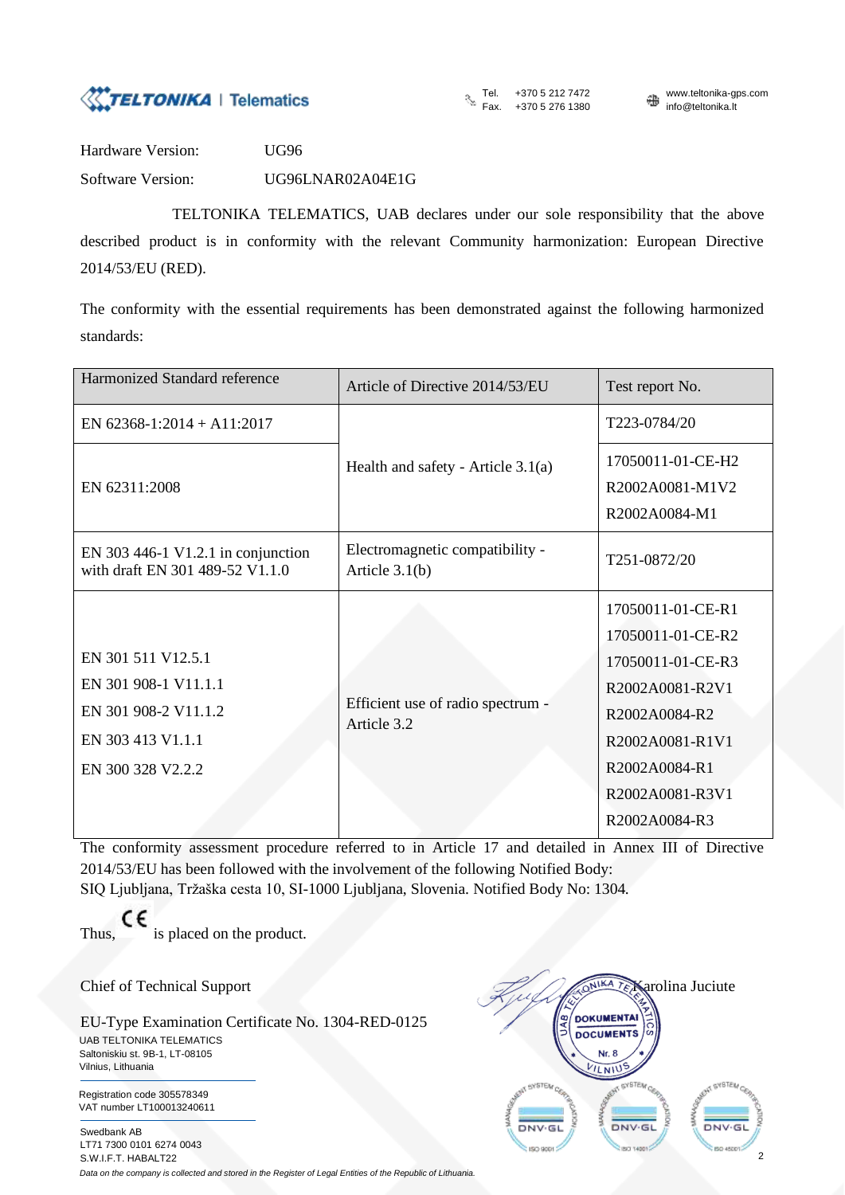Hardware Version: UG96

Software Version: UG96LNAR02A04E1G

TELTONIKA TELEMATICS, UAB declares under our sole responsibility that the above described product is in conformity with the relevant Community harmonization: European Directive 2014/53/EU (RED).

The conformity with the essential requirements has been demonstrated against the following harmonized standards:

| Harmonized Standard reference | Article of Directive 2014/53/EU | Test report No. |
|---|---|---|
| EN 62368-1:2014 + A11:2017 | Health and safety - Article 3.1(a) | T223-0784/20 |
| EN 62311:2008 | | 17050011-01-CE-H2<br>R2002A0081-M1V2<br>R2002A0084-M1 |
| EN 303 446-1 V1.2.1 in conjunction with draft EN 301 489-52 V1.1.0 | Electromagnetic compatibility - Article 3.1(b) | T251-0872/20 |
| EN 301 511 V12.5.1<br>EN 301 908-1 V11.1.1<br>EN 301 908-2 V11.1.2<br>EN 303 413 V1.1.1<br>EN 300 328 V2.2.2 | Efficient use of radio spectrum - Article 3.2 | 17050011-01-CE-R1<br>17050011-01-CE-R2<br>17050011-01-CE-R3<br>R2002A0081-R2V1<br>R2002A0084-R2<br>R2002A0081-R1V1<br>R2002A0084-R1<br>R2002A0081-R3V1<br>R2002A0084-R3 |

The conformity assessment procedure referred to in Article 17 and detailed in Annex III of Directive 2014/53/EU has been followed with the involvement of the following Notified Body:
SIQ Ljubljana, Tržaška cesta 10, SI-1000 Ljubljana, Slovenia. Notified Body No: 1304.

Thus, CE is placed on the product.

Chief of Technical Support Karolina Juciute

EU-Type Examination Certificate No. 1304-RED-0125

UAB TELTONIKA TELEMATICS
Saltoniskiu st. 9B-1, LT-08105
Vilnius, Lithuania

Registration code 305578349
VAT number LT100013240611

Swedbank AB
LT71 7300 0101 6274 0043
S.W.I.F.T. HABALT22

*Data on the company is collected and stored in the Register of Legal Entities of the Republic of Lithuania.*